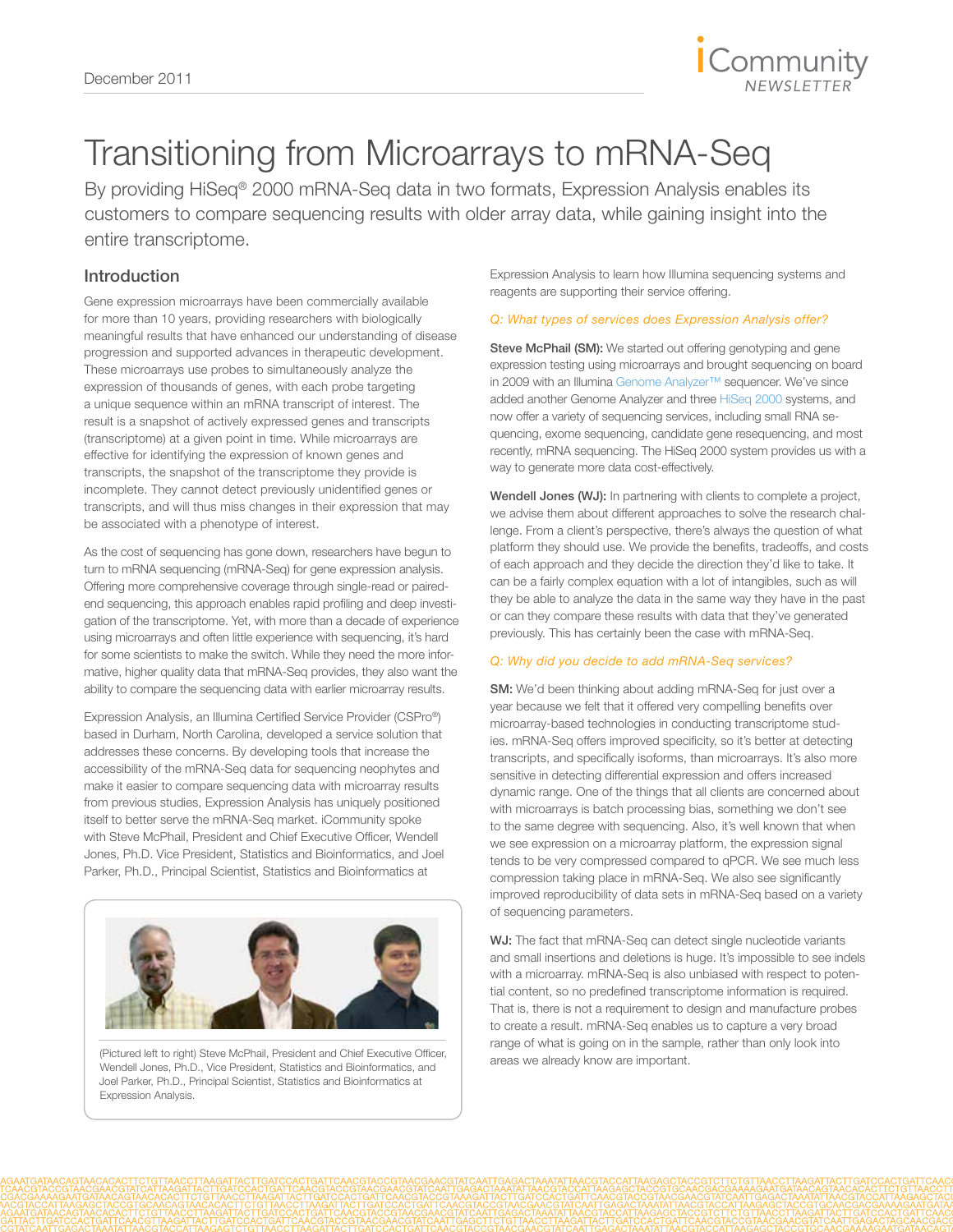December 2011

# Transitioning from Microarrays to mRNA-Seq

By providing HiSeq® 2000 mRNA-Seq data in two formats, Expression Analysis enables its customers to compare sequencing results with older array data, while gaining insight into the entire transcriptome.

## Introduction

Gene expression microarrays have been commercially available for more than 10 years, providing researchers with biologically meaningful results that have enhanced our understanding of disease progression and supported advances in therapeutic development. These microarrays use probes to simultaneously analyze the expression of thousands of genes, with each probe targeting a unique sequence within an mRNA transcript of interest. The result is a snapshot of actively expressed genes and transcripts (transcriptome) at a given point in time. While microarrays are effective for identifying the expression of known genes and transcripts, the snapshot of the transcriptome they provide is incomplete. They cannot detect previously unidentified genes or transcripts, and will thus miss changes in their expression that may be associated with a phenotype of interest.

As the cost of sequencing has gone down, researchers have begun to turn to mRNA sequencing (mRNA-Seq) for gene expression analysis. Offering more comprehensive coverage through single-read or paired-end sequencing, this approach enables rapid profiling and deep investigation of the transcriptome. Yet, with more than a decade of experience using microarrays and often little experience with sequencing, it's hard for some scientists to make the switch. While they need the more informative, higher quality data that mRNA-Seq provides, they also want the ability to compare the sequencing data with earlier microarray results.

Expression Analysis, an Illumina Certified Service Provider (CSPro®) based in Durham, North Carolina, developed a service solution that addresses these concerns. By developing tools that increase the accessibility of the mRNA-Seq data for sequencing neophytes and make it easier to compare sequencing data with microarray results from previous studies, Expression Analysis has uniquely positioned itself to better serve the mRNA-Seq market. iCommunity spoke with Steve McPhail, President and Chief Executive Officer, Wendell Jones, Ph.D. Vice President, Statistics and Bioinformatics, and Joel Parker, Ph.D., Principal Scientist, Statistics and Bioinformatics at Expression Analysis to learn how Illumina sequencing systems and reagents are supporting their service offering.

(Pictured left to right) Steve McPhail, President and Chief Executive Officer, Wendell Jones, Ph.D., Vice President, Statistics and Bioinformatics, and Joel Parker, Ph.D., Principal Scientist, Statistics and Bioinformatics at Expression Analysis.

*Q: What types of services does Expression Analysis offer?*

**Steve McPhail (SM):** We started out offering genotyping and gene expression testing using microarrays and brought sequencing on board in 2009 with an Illumina Genome Analyzer™ sequencer. We've since added another Genome Analyzer and three HiSeq 2000 systems, and now offer a variety of sequencing services, including small RNA sequencing, exome sequencing, candidate gene resequencing, and most recently, mRNA sequencing. The HiSeq 2000 system provides us with a way to generate more data cost-effectively.

**Wendell Jones (WJ):** In partnering with clients to complete a project, we advise them about different approaches to solve the research challenge. From a client's perspective, there's always the question of what platform they should use. We provide the benefits, tradeoffs, and costs of each approach and they decide the direction they'd like to take. It can be a fairly complex equation with a lot of intangibles, such as will they be able to analyze the data in the same way they have in the past or can they compare these results with data that they've generated previously. This has certainly been the case with mRNA-Seq.

*Q: Why did you decide to add mRNA-Seq services?*

**SM:** We'd been thinking about adding mRNA-Seq for just over a year because we felt that it offered very compelling benefits over microarray-based technologies in conducting transcriptome studies. mRNA-Seq offers improved specificity, so it's better at detecting transcripts, and specifically isoforms, than microarrays. It's also more sensitive in detecting differential expression and offers increased dynamic range. One of the things that all clients are concerned about with microarrays is batch processing bias, something we don't see to the same degree with sequencing. Also, it's well known that when we see expression on a microarray platform, the expression signal tends to be very compressed compared to qPCR. We see much less compression taking place in mRNA-Seq. We also see significantly improved reproducibility of data sets in mRNA-Seq based on a variety of sequencing parameters.

**WJ:** The fact that mRNA-Seq can detect single nucleotide variants and small insertions and deletions is huge. It's impossible to see indels with a microarray. mRNA-Seq is also unbiased with respect to potential content, so no predefined transcriptome information is required. That is, there is not a requirement to design and manufacture probes to create a result. mRNA-Seq enables us to capture a very broad range of what is going on in the sample, rather than only look into areas we already know are important.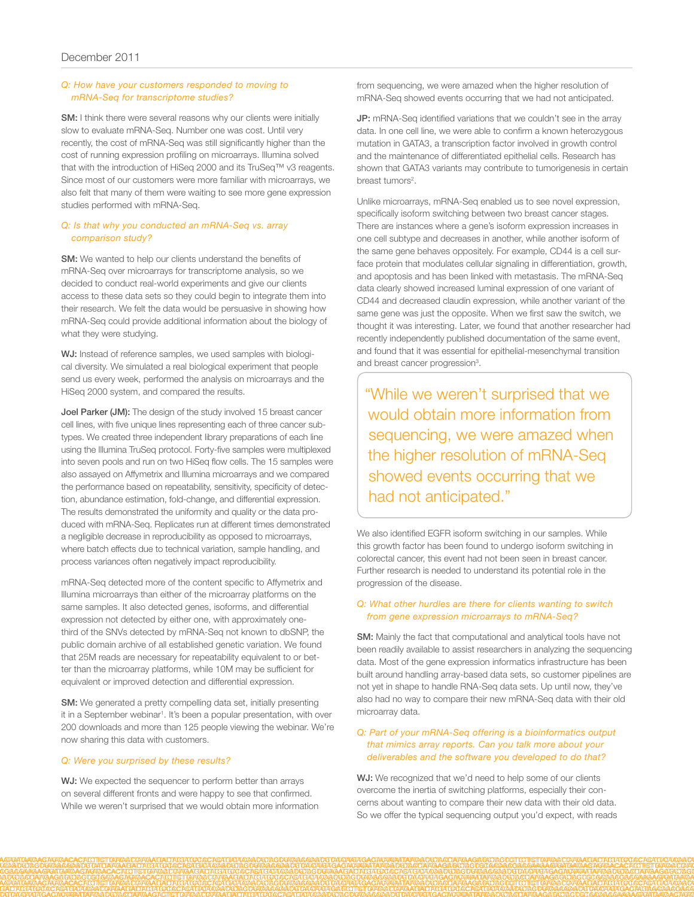*Q: How have your customers responded to moving to mRNA-Seq for transcriptome studies?*

**SM:** I think there were several reasons why our clients were initially slow to evaluate mRNA-Seq. Number one was cost. Until very recently, the cost of mRNA-Seq was still significantly higher than the cost of running expression profiling on microarrays. Illumina solved that with the introduction of HiSeq 2000 and its TruSeq™ v3 reagents. Since most of our customers were more familiar with microarrays, we also felt that many of them were waiting to see more gene expression studies performed with mRNA-Seq.

*Q: Is that why you conducted an mRNA-Seq vs. array comparison study?*

**SM:** We wanted to help our clients understand the benefits of mRNA-Seq over microarrays for transcriptome analysis, so we decided to conduct real-world experiments and give our clients access to these data sets so they could begin to integrate them into their research. We felt the data would be persuasive in showing how mRNA-Seq could provide additional information about the biology of what they were studying.

**WJ:** Instead of reference samples, we used samples with biological diversity. We simulated a real biological experiment that people send us every week, performed the analysis on microarrays and the HiSeq 2000 system, and compared the results.

**Joel Parker (JM):** The design of the study involved 15 breast cancer cell lines, with five unique lines representing each of three cancer subtypes. We created three independent library preparations of each line using the Illumina TruSeq protocol. Forty-five samples were multiplexed into seven pools and run on two HiSeq flow cells. The 15 samples were also assayed on Affymetrix and Illumina microarrays and we compared the performance based on repeatability, sensitivity, specificity of detection, abundance estimation, fold-change, and differential expression. The results demonstrated the uniformity and quality or the data produced with mRNA-Seq. Replicates run at different times demonstrated a negligible decrease in reproducibility as opposed to microarrays, where batch effects due to technical variation, sample handling, and process variances often negatively impact reproducibility.

mRNA-Seq detected more of the content specific to Affymetrix and Illumina microarrays than either of the microarray platforms on the same samples. It also detected genes, isoforms, and differential expression not detected by either one, with approximately one-third of the SNVs detected by mRNA-Seq not known to dbSNP, the public domain archive of all established genetic variation. We found that 25M reads are necessary for repeatability equivalent to or better than the microarray platforms, while 10M may be sufficient for equivalent or improved detection and differential expression.

**SM:** We generated a pretty compelling data set, initially presenting it in a September webinar[1]. It's been a popular presentation, with over 200 downloads and more than 125 people viewing the webinar. We're now sharing this data with customers.

*Q: Were you surprised by these results?*

**WJ:** We expected the sequencer to perform better than arrays on several different fronts and were happy to see that confirmed. While we weren't surprised that we would obtain more information from sequencing, we were amazed when the higher resolution of mRNA-Seq showed events occurring that we had not anticipated.

**JP:** mRNA-Seq identified variations that we couldn't see in the array data. In one cell line, we were able to confirm a known heterozygous mutation in GATA3, a transcription factor involved in growth control and the maintenance of differentiated epithelial cells. Research has shown that GATA3 variants may contribute to tumorigenesis in certain breast tumors[2].

Unlike microarrays, mRNA-Seq enabled us to see novel expression, specifically isoform switching between two breast cancer stages. There are instances where a gene's isoform expression increases in one cell subtype and decreases in another, while another isoform of the same gene behaves oppositely. For example, CD44 is a cell surface protein that modulates cellular signaling in differentiation, growth, and apoptosis and has been linked with metastasis. The mRNA-Seq data clearly showed increased luminal expression of one variant of CD44 and decreased claudin expression, while another variant of the same gene was just the opposite. When we first saw the switch, we thought it was interesting. Later, we found that another researcher had recently independently published documentation of the same event, and found that it was essential for epithelial-mesenchymal transition and breast cancer progression[3].

> "While we weren't surprised that we would obtain more information from sequencing, we were amazed when the higher resolution of mRNA-Seq showed events occurring that we had not anticipated."

We also identified EGFR isoform switching in our samples. While this growth factor has been found to undergo isoform switching in colorectal cancer, this event had not been seen in breast cancer. Further research is needed to understand its potential role in the progression of the disease.

*Q: What other hurdles are there for clients wanting to switch from gene expression microarrays to mRNA-Seq?*

**SM:** Mainly the fact that computational and analytical tools have not been readily available to assist researchers in analyzing the sequencing data. Most of the gene expression informatics infrastructure has been built around handling array-based data sets, so customer pipelines are not yet in shape to handle RNA-Seq data sets. Up until now, they've also had no way to compare their new mRNA-Seq data with their old microarray data.

*Q: Part of your mRNA-Seq offering is a bioinformatics output that mimics array reports. Can you talk more about your deliverables and the software you developed to do that?*

**WJ:** We recognized that we'd need to help some of our clients overcome the inertia of switching platforms, especially their concerns about wanting to compare their new data with their old data. So we offer the typical sequencing output you'd expect, with reads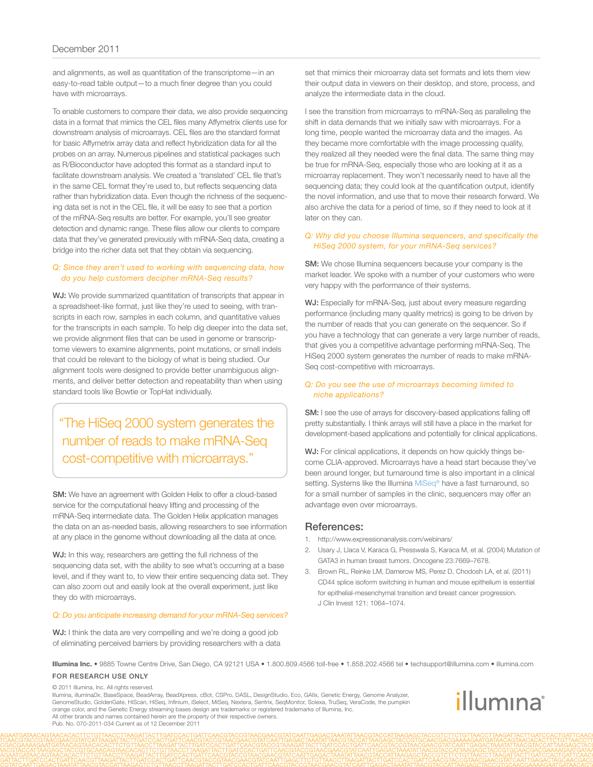and alignments, as well as quantitation of the transcriptome—in an easy-to-read table output—to a much finer degree than you could have with microarrays.

To enable customers to compare their data, we also provide sequencing data in a format that mimics the CEL files many Affymetrix clients use for downstream analysis of microarrays. CEL files are the standard format for basic Affymetrix array data and reflect hybridization data for all the probes on an array. Numerous pipelines and statistical packages such as R/Bioconductor have adopted this format as a standard input to facilitate downstream analysis. We created a 'translated' CEL file that's in the same CEL format they're used to, but reflects sequencing data rather than hybridization data. Even though the richness of the sequencing data set is not in the CEL file, it will be easy to see that a portion of the mRNA-Seq results are better. For example, you'll see greater detection and dynamic range. These files allow our clients to compare data that they've generated previously with mRNA-Seq data, creating a bridge into the richer data set that they obtain via sequencing.

*Q: Since they aren't used to working with sequencing data, how do you help customers decipher mRNA-Seq results?*

**WJ:** We provide summarized quantitation of transcripts that appear in a spreadsheet-like format, just like they're used to seeing, with transcripts in each row, samples in each column, and quantitative values for the transcripts in each sample. To help dig deeper into the data set, we provide alignment files that can be used in genome or transcriptome viewers to examine alignments, point mutations, or small indels that could be relevant to the biology of what is being studied. Our alignment tools were designed to provide better unambiguous alignments, and deliver better detection and repeatability than when using standard tools like Bowtie or TopHat individually.

> "The HiSeq 2000 system generates the number of reads to make mRNA-Seq cost-competitive with microarrays."

**SM:** We have an agreement with Golden Helix to offer a cloud-based service for the computational heavy lifting and processing of the mRNA-Seq intermediate data. The Golden Helix application manages the data on an as-needed basis, allowing researchers to see information at any place in the genome without downloading all the data at once.

**WJ:** In this way, researchers are getting the full richness of the sequencing data set, with the ability to see what's occurring at a base level, and if they want to, to view their entire sequencing data set. They can also zoom out and easily look at the overall experiment, just like they do with microarrays.

*Q: Do you anticipate increasing demand for your mRNA-Seq services?*

**WJ:** I think the data are very compelling and we're doing a good job of eliminating perceived barriers by providing researchers with a data set that mimics their microarray data set formats and lets them view their output data in viewers on their desktop, and store, process, and analyze the intermediate data in the cloud.

I see the transition from microarrays to mRNA-Seq as paralleling the shift in data demands that we initially saw with microarrays. For a long time, people wanted the microarray data and the images. As they became more comfortable with the image processing quality, they realized all they needed were the final data. The same thing may be true for mRNA-Seq, especially those who are looking at it as a microarray replacement. They won't necessarily need to have all the sequencing data; they could look at the quantification output, identify the novel information, and use that to move their research forward. We also archive the data for a period of time, so if they need to look at it later on they can.

*Q: Why did you choose Illumina sequencers, and specifically the HiSeq 2000 system, for your mRNA-Seq services?*

**SM:** We chose Illumina sequencers because your company is the market leader. We spoke with a number of your customers who were very happy with the performance of their systems.

**WJ:** Especially for mRNA-Seq, just about every measure regarding performance (including many quality metrics) is going to be driven by the number of reads that you can generate on the sequencer. So if you have a technology that can generate a very large number of reads, that gives you a competitive advantage performing mRNA-Seq. The HiSeq 2000 system generates the number of reads to make mRNA-Seq cost-competitive with microarrays.

*Q: Do you see the use of microarrays becoming limited to niche applications?*

**SM:** I see the use of arrays for discovery-based applications falling off pretty substantially. I think arrays will still have a place in the market for development-based applications and potentially for clinical applications.

**WJ:** For clinical applications, it depends on how quickly things become CLIA-approved. Microarrays have a head start because they've been around longer, but turnaround time is also important in a clinical setting. Systems like the Illumina MiSeq® have a fast turnaround, so for a small number of samples in the clinic, sequencers may offer an advantage even over microarrays.

## References:

1. http://www.expressionanalysis.com/webinars/
2. Usary J, Llaca V, Karaca G, Presswala S, Karaca M, et al. (2004) Mutation of GATA3 in human breast tumors. Oncogene 23:7669–7678.
3. Brown RL, Reinke LM, Damerow MS, Perez D, Chodosh LA, et al. (2011) CD44 splice isoform switching in human and mouse epithelium is essential for epithelial-mesenchymal transition and breast cancer progression. J Clin Invest 121: 1064–1074.

**Illumina Inc.** • 9885 Towne Centre Drive, San Diego, CA 92121 USA • 1.800.809.4566 toll-free • 1.858.202.4566 tel • techsupport@illumina.com • illumina.com

FOR RESEARCH USE ONLY

© 2011 Illumina, Inc. All rights reserved.
Illumina, illuminaDx, BaseSpace, BeadArray, BeadXpress, cBot, CSPro, DASL, DesignStudio, Eco, GAIIx, Genetic Energy, Genome Analyzer, GenomeStudio, GoldenGate, HiScan, HiSeq, Infinium, iSelect, MiSeq, Nextera, Sentrix, SeqMonitor, Solexa, TruSeq, VeraCode, the pumpkin orange color, and the Genetic Energy streaming bases design are trademarks or registered trademarks of Illumina, Inc.
All other brands and names contained herein are the property of their respective owners.
Pub. No. 070-2011-034 Current as of 12 December 2011